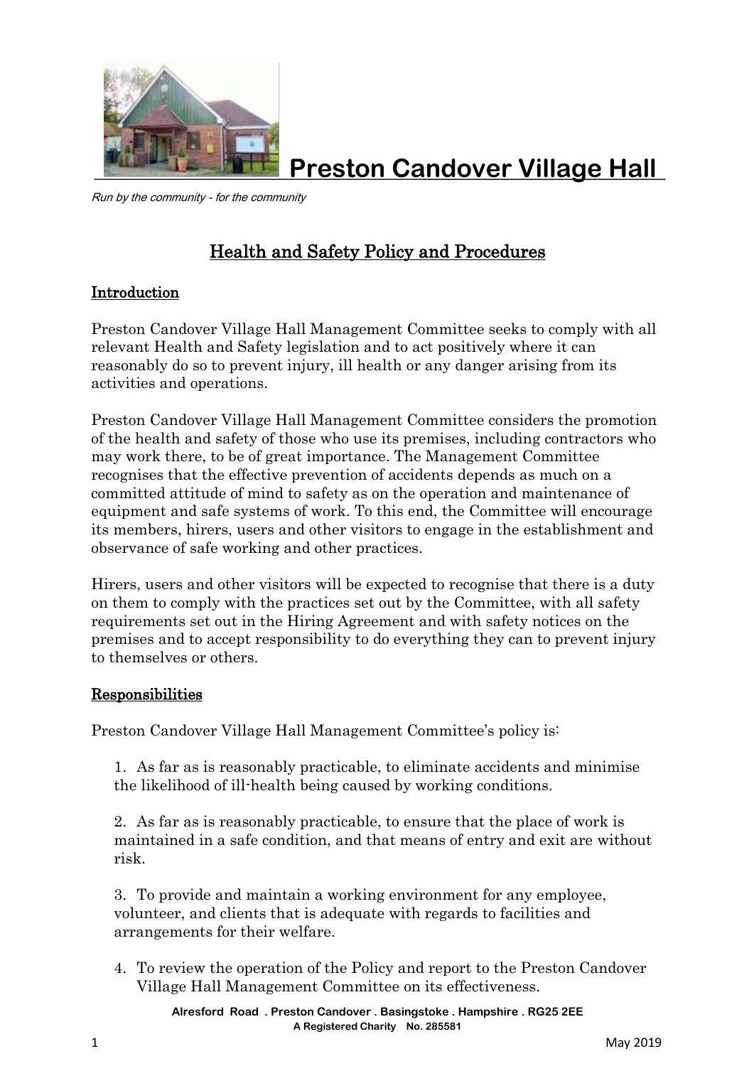# Preserton Candover Village Hall

*Run by the community - for the community*

## Health and Safety Policy and Procedures

### Introduction

Preston Candover Village Hall Management Committee seeks to comply with all relevant Health and Safety legislation and to act positively where it can reasonably do so to prevent injury, ill health or any danger arising from its activities and operations.

Preston Candover Village Hall Management Committee considers the promotion of the health and safety of those who use its premises, including contractors who may work there, to be of great importance. The Management Committee recognises that the effective prevention of accidents depends as much on a committed attitude of mind to safety as on the operation and maintenance of equipment and safe systems of work. To this end, the Committee will encourage its members, hirers, users and other visitors to engage in the establishment and observance of safe working and other practices.

Hirers, users and other visitors will be expected to recognise that there is a duty on them to comply with the practices set out by the Committee, with all safety requirements set out in the Hiring Agreement and with safety notices on the premises and to accept responsibility to do everything they can to prevent injury to themselves or others.

### Responsibilities

Preston Candover Village Hall Management Committee's policy is:

1. As far as is reasonably practicable, to eliminate accidents and minimise the likelihood of ill-health being caused by working conditions.

2. As far as is reasonably practicable, to ensure that the place of work is maintained in a safe condition, and that means of entry and exit are without risk.

3. To provide and maintain a working environment for any employee, volunteer, and clients that is adequate with regards to facilities and arrangements for their welfare.

4. To review the operation of the Policy and report to the Preston Candover Village Hall Management Committee on its effectiveness.

Alresford Road . Preston Candover . Basingstoke . Hampshire . RG25 2EE
A Registered Charity No. 285581

May 2019

# Preston Candover Village Hall

*Run by the community - for the community*

## Health and Safety Policy and Procedures

### Introduction

Preston Candover Village Hall Management Committee seeks to comply with all relevant Health and Safety legislation and to act positively where it can reasonably do so to prevent injury, ill health or any danger arising from its activities and operations.

Preston Candover Village Hall Management Committee considers the promotion of the health and safety of those who use its premises, including contractors who may work there, to be of great importance. The Management Committee recognises that the effective prevention of accidents depends as much on a committed attitude of mind to safety as on the operation and maintenance of equipment and safe systems of work. To this end, the Committee will encourage its members, hirers, users and other visitors to engage in the establishment and observance of safe working and other practices.

Hirers, users and other visitors will be expected to recognise that there is a duty on them to comply with the practices set out by the Committee, with all safety requirements set out in the Hiring Agreement and with safety notices on the premises and to accept responsibility to do everything they can to prevent injury to themselves or others.

### Responsibilities

Preston Candover Village Hall Management Committee's policy is:

1. As far as is reasonably practicable, to eliminate accidents and minimise the likelihood of ill-health being caused by working conditions.

2. As far as is reasonably practicable, to ensure that the place of work is maintained in a safe condition, and that means of entry and exit are without risk.

3. To provide and maintain a working environment for any employee, volunteer, and clients that is adequate with regards to facilities and arrangements for their welfare.

4. To review the operation of the Policy and report to the Preston Candover Village Hall Management Committee on its effectiveness.

Alresford Road . Preston Candover . Basingstoke . Hampshire . RG25 2EE
A Registered Charity No. 285581

May 2019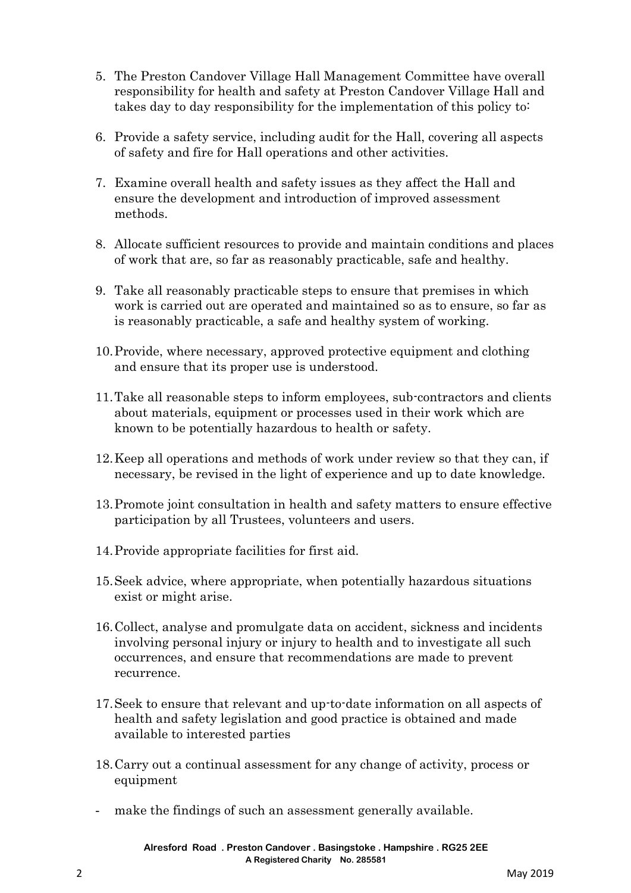5. The Preston Candover Village Hall Management Committee have overall responsibility for health and safety at Preston Candover Village Hall and takes day to day responsibility for the implementation of this policy to:

6. Provide a safety service, including audit for the Hall, covering all aspects of safety and fire for Hall operations and other activities.

7. Examine overall health and safety issues as they affect the Hall and ensure the development and introduction of improved assessment methods.

8. Allocate sufficient resources to provide and maintain conditions and places of work that are, so far as reasonably practicable, safe and healthy.

9. Take all reasonably practicable steps to ensure that premises in which work is carried out are operated and maintained so as to ensure, so far as is reasonably practicable, a safe and healthy system of working.

10. Provide, where necessary, approved protective equipment and clothing and ensure that its proper use is understood.

11. Take all reasonable steps to inform employees, sub-contractors and clients about materials, equipment or processes used in their work which are known to be potentially hazardous to health or safety.

12. Keep all operations and methods of work under review so that they can, if necessary, be revised in the light of experience and up to date knowledge.

13. Promote joint consultation in health and safety matters to ensure effective participation by all Trustees, volunteers and users.

14. Provide appropriate facilities for first aid.

15. Seek advice, where appropriate, when potentially hazardous situations exist or might arise.

16. Collect, analyse and promulgate data on accident, sickness and incidents involving personal injury or injury to health and to investigate all such occurrences, and ensure that recommendations are made to prevent recurrence.

17. Seek to ensure that relevant and up-to-date information on all aspects of health and safety legislation and good practice is obtained and made available to interested parties

18. Carry out a continual assessment for any change of activity, process or equipment

- make the findings of such an assessment generally available.

**Alresford Road . Preston Candover . Basingstoke . Hampshire . RG25 2EE**
**A Registered Charity No. 285581**

May 2019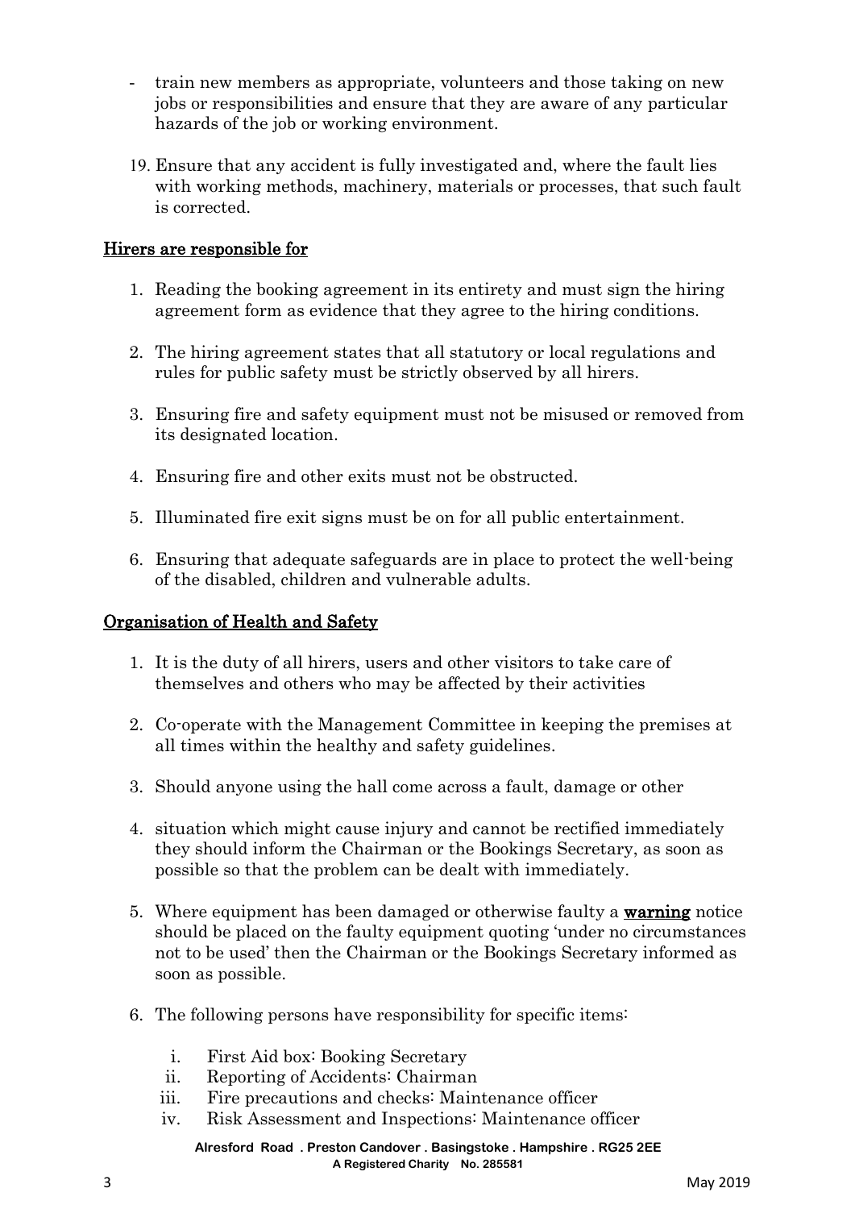- train new members as appropriate, volunteers and those taking on new jobs or responsibilities and ensure that they are aware of any particular hazards of the job or working environment.

19. Ensure that any accident is fully investigated and, where the fault lies with working methods, machinery, materials or processes, that such fault is corrected.

## Hirers are responsible for

1. Reading the booking agreement in its entirety and must sign the hiring agreement form as evidence that they agree to the hiring conditions.

2. The hiring agreement states that all statutory or local regulations and rules for public safety must be strictly observed by all hirers.

3. Ensuring fire and safety equipment must not be misused or removed from its designated location.

4. Ensuring fire and other exits must not be obstructed.

5. Illuminated fire exit signs must be on for all public entertainment.

6. Ensuring that adequate safeguards are in place to protect the well-being of the disabled, children and vulnerable adults.

## Organisation of Health and Safety

1. It is the duty of all hirers, users and other visitors to take care of themselves and others who may be affected by their activities

2. Co-operate with the Management Committee in keeping the premises at all times within the healthy and safety guidelines.

3. Should anyone using the hall come across a fault, damage or other

4. situation which might cause injury and cannot be rectified immediately they should inform the Chairman or the Bookings Secretary, as soon as possible so that the problem can be dealt with immediately.

5. Where equipment has been damaged or otherwise faulty a **warning** notice should be placed on the faulty equipment quoting 'under no circumstances not to be used' then the Chairman or the Bookings Secretary informed as soon as possible.

6. The following persons have responsibility for specific items:

   i. First Aid box: Booking Secretary
   ii. Reporting of Accidents: Chairman
   iii. Fire precautions and checks: Maintenance officer
   iv. Risk Assessment and Inspections: Maintenance officer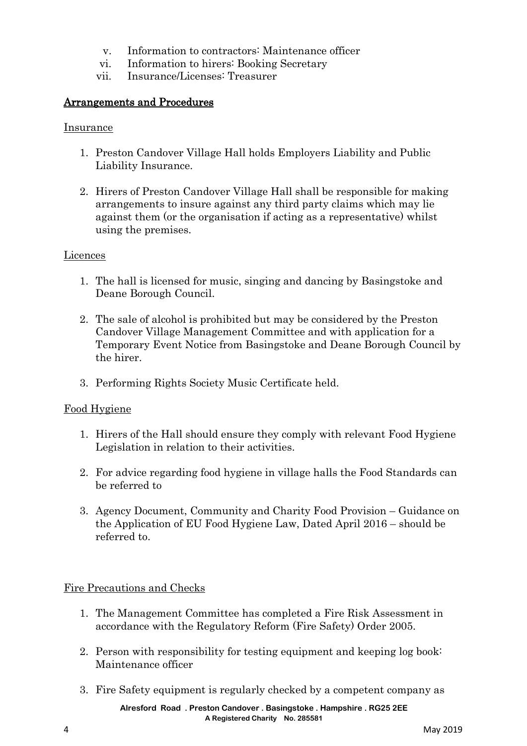v. Information to contractors: Maintenance officer
vi. Information to hirers: Booking Secretary
vii. Insurance/Licenses: Treasurer

## Arrangements and Procedures

### Insurance

1. Preston Candover Village Hall holds Employers Liability and Public Liability Insurance.

2. Hirers of Preston Candover Village Hall shall be responsible for making arrangements to insure against any third party claims which may lie against them (or the organisation if acting as a representative) whilst using the premises.

### Licences

1. The hall is licensed for music, singing and dancing by Basingstoke and Deane Borough Council.

2. The sale of alcohol is prohibited but may be considered by the Preston Candover Village Management Committee and with application for a Temporary Event Notice from Basingstoke and Deane Borough Council by the hirer.

3. Performing Rights Society Music Certificate held.

### Food Hygiene

1. Hirers of the Hall should ensure they comply with relevant Food Hygiene Legislation in relation to their activities.

2. For advice regarding food hygiene in village halls the Food Standards can be referred to

3. Agency Document, Community and Charity Food Provision – Guidance on the Application of EU Food Hygiene Law, Dated April 2016 – should be referred to.

### Fire Precautions and Checks

1. The Management Committee has completed a Fire Risk Assessment in accordance with the Regulatory Reform (Fire Safety) Order 2005.

2. Person with responsibility for testing equipment and keeping log book: Maintenance officer

3. Fire Safety equipment is regularly checked by a competent company as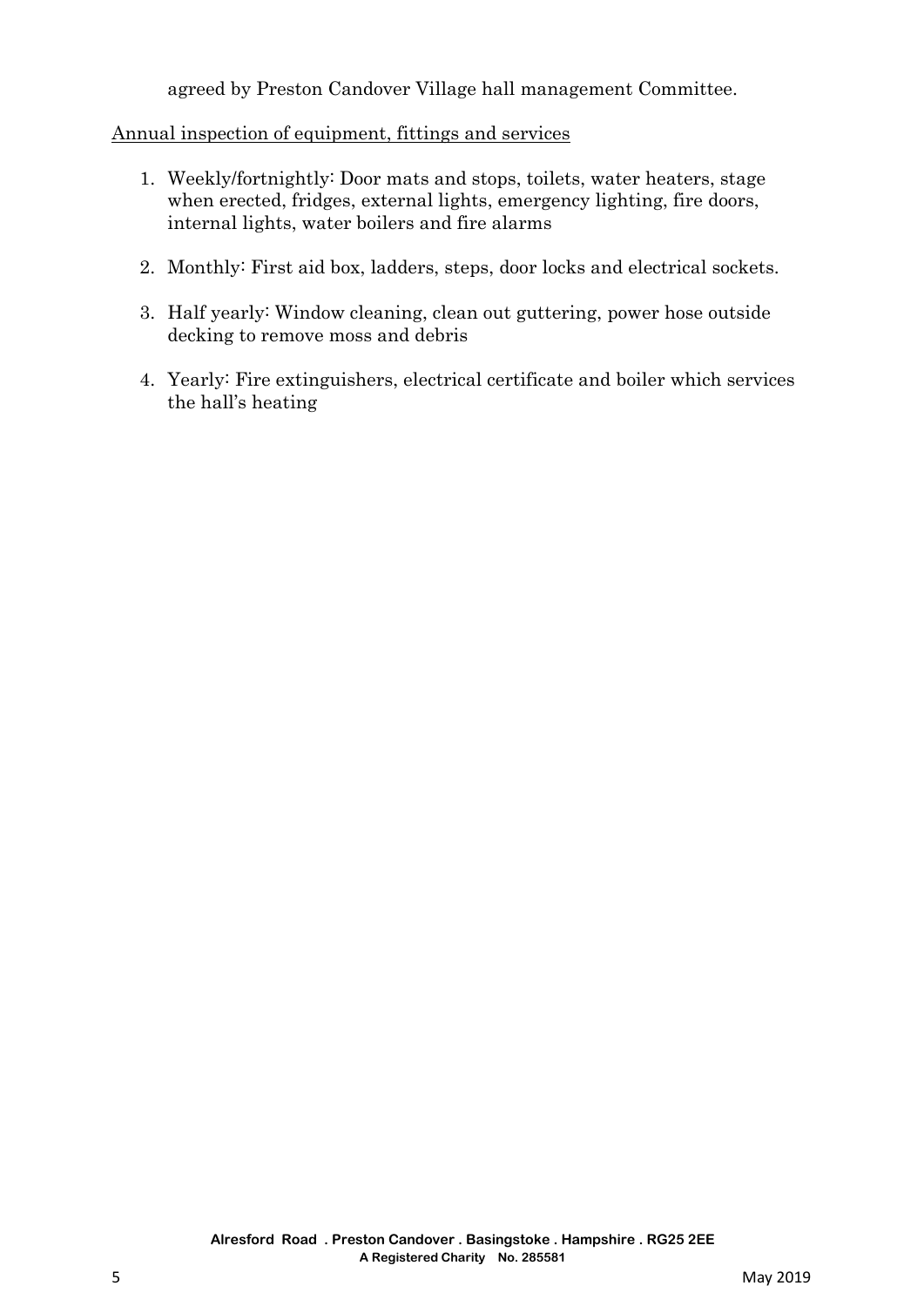agreed by Preston Candover Village hall management Committee.

Annual inspection of equipment, fittings and services

1. Weekly/fortnightly: Door mats and stops, toilets, water heaters, stage when erected, fridges, external lights, emergency lighting, fire doors, internal lights, water boilers and fire alarms

2. Monthly: First aid box, ladders, steps, door locks and electrical sockets.

3. Half yearly: Window cleaning, clean out guttering, power hose outside decking to remove moss and debris

4. Yearly: Fire extinguishers, electrical certificate and boiler which services the hall's heating